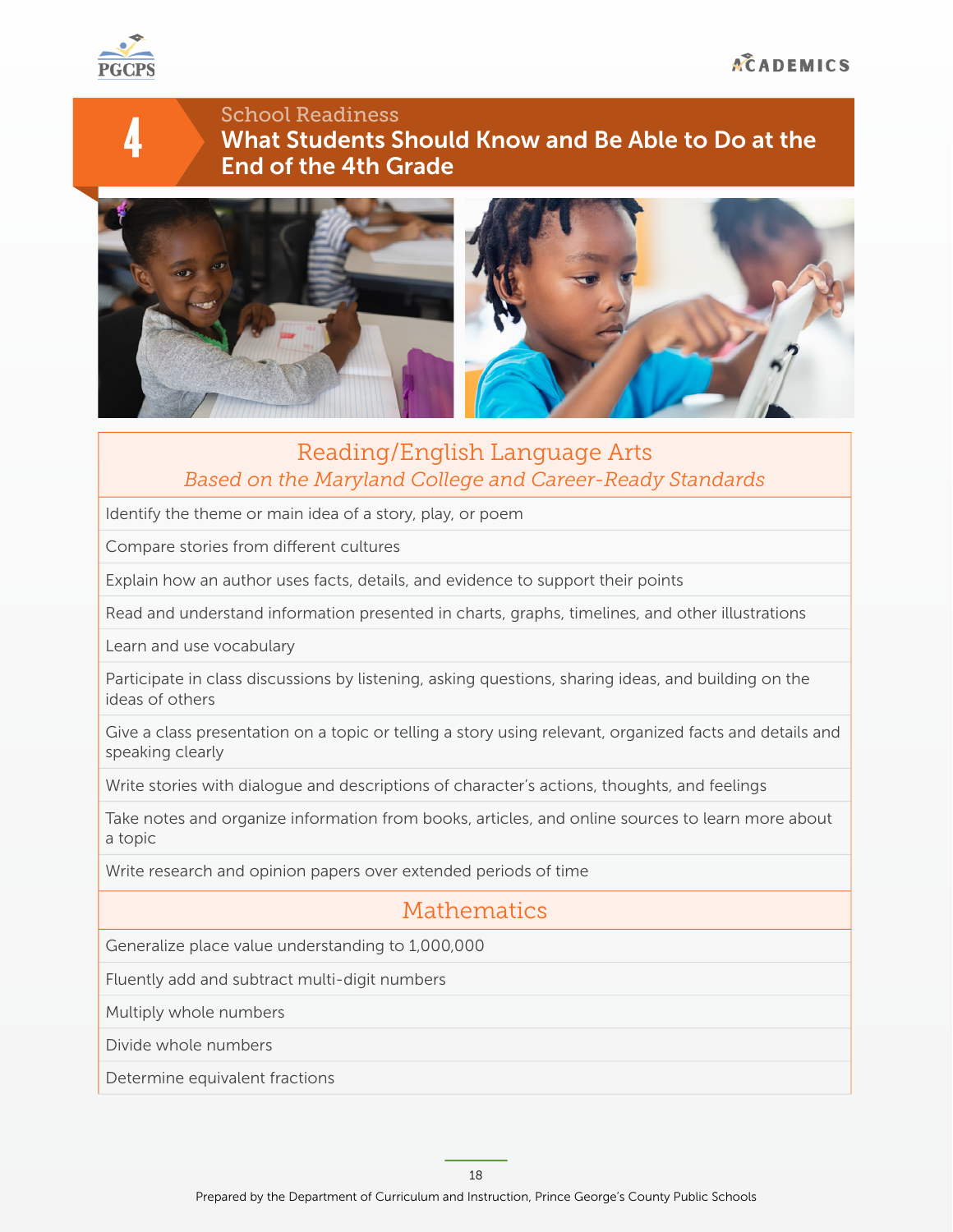# 4

## School Readiness

## What Students Should Know and Be Able to Do at the End of the 4th Grade

| Reading/English Language Arts<br>*Based on the Maryland College and Career-Ready Standards* |
|---|
| Identify the theme or main idea of a story, play, or poem |
| Compare stories from different cultures |
| Explain how an author uses facts, details, and evidence to support their points |
| Read and understand information presented in charts, graphs, timelines, and other illustrations |
| Learn and use vocabulary |
| Participate in class discussions by listening, asking questions, sharing ideas, and building on the ideas of others |
| Give a class presentation on a topic or telling a story using relevant, organized facts and details and speaking clearly |
| Write stories with dialogue and descriptions of character's actions, thoughts, and feelings |
| Take notes and organize information from books, articles, and online sources to learn more about a topic |
| Write research and opinion papers over extended periods of time |

| Mathematics |
|---|
| Generalize place value understanding to 1,000,000 |
| Fluently add and subtract multi-digit numbers |
| Multiply whole numbers |
| Divide whole numbers |
| Determine equivalent fractions |

Prepared by the Department of Curriculum and Instruction, Prince George's County Public Schools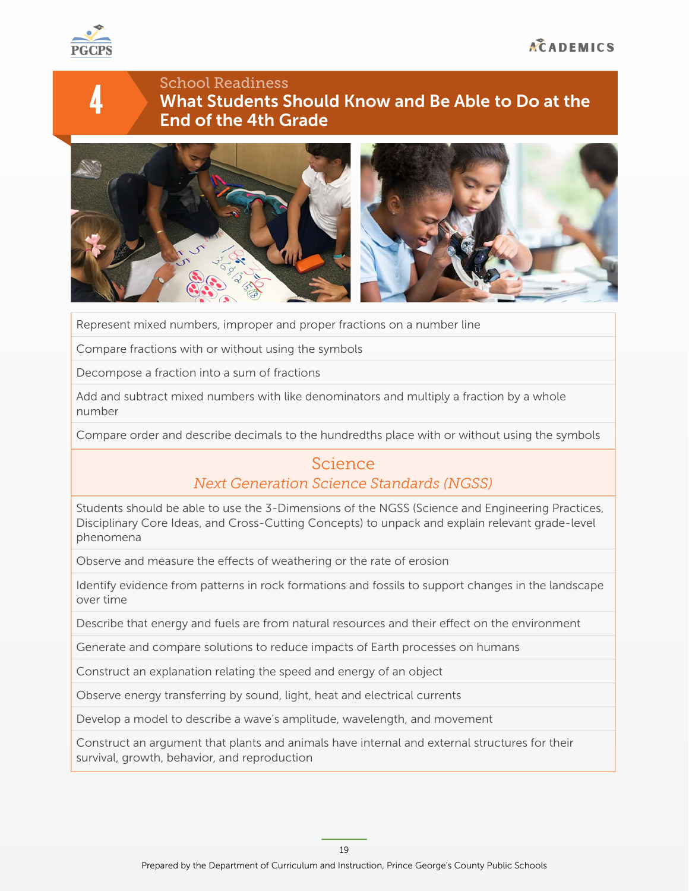# 4

## School Readiness

## What Students Should Know and Be Able to Do at the End of the 4th Grade

| |
|---|
| Represent mixed numbers, improper and proper fractions on a number line |
| Compare fractions with or without using the symbols |
| Decompose a fraction into a sum of fractions |
| Add and subtract mixed numbers with like denominators and multiply a fraction by a whole number |
| Compare order and describe decimals to the hundredths place with or without using the symbols |

### Science

*Next Generation Science Standards (NGSS)*

| |
|---|
| Students should be able to use the 3-Dimensions of the NGSS (Science and Engineering Practices, Disciplinary Core Ideas, and Cross-Cutting Concepts) to unpack and explain relevant grade-level phenomena |
| Observe and measure the effects of weathering or the rate of erosion |
| Identify evidence from patterns in rock formations and fossils to support changes in the landscape over time |
| Describe that energy and fuels are from natural resources and their effect on the environment |
| Generate and compare solutions to reduce impacts of Earth processes on humans |
| Construct an explanation relating the speed and energy of an object |
| Observe energy transferring by sound, light, heat and electrical currents |
| Develop a model to describe a wave's amplitude, wavelength, and movement |
| Construct an argument that plants and animals have internal and external structures for their survival, growth, behavior, and reproduction |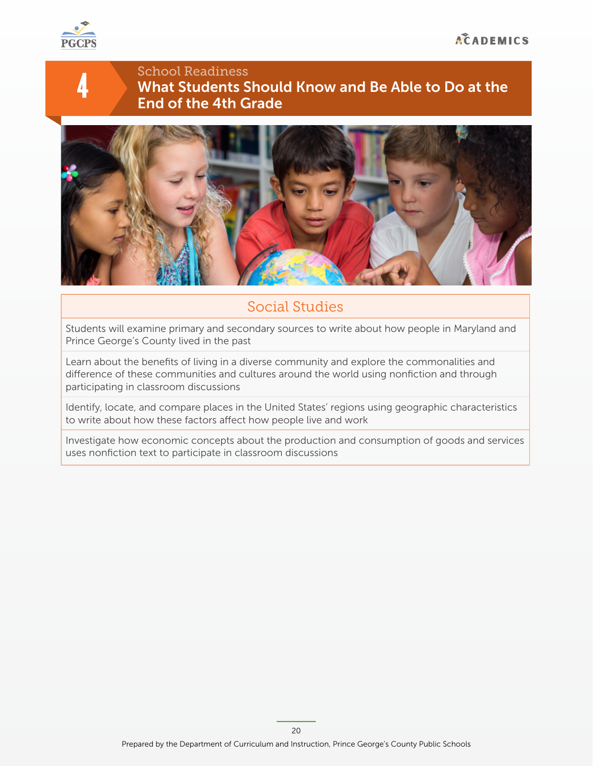# 4

School Readiness

## What Students Should Know and Be Able to Do at the End of the 4th Grade

| Social Studies |
| --- |
| Students will examine primary and secondary sources to write about how people in Maryland and Prince George's County lived in the past |
| Learn about the benefits of living in a diverse community and explore the commonalities and difference of these communities and cultures around the world using nonfiction and through participating in classroom discussions |
| Identify, locate, and compare places in the United States' regions using geographic characteristics to write about how these factors affect how people live and work |
| Investigate how economic concepts about the production and consumption of goods and services uses nonfiction text to participate in classroom discussions |